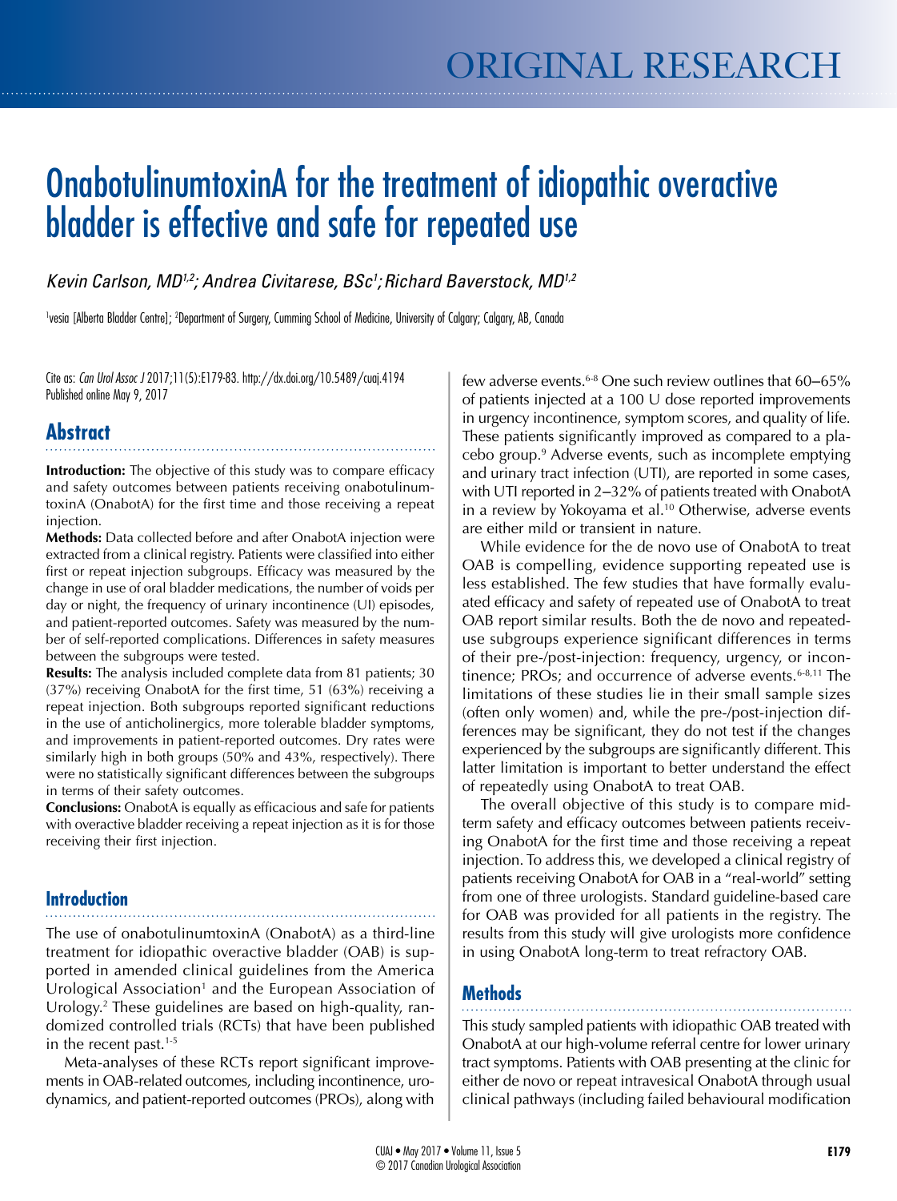ORIGINAL RESEARCH

# OnabotulinumtoxinA for the treatment of idiopathic overactive bladder is effective and safe for repeated use

*Kevin Carlson, MD[1,2]; Andrea Civitarese, BSc[1]; Richard Baverstock, MD[1,2]*

[1]vesia [Alberta Bladder Centre]; [2]Department of Surgery, Cumming School of Medicine, University of Calgary; Calgary, AB, Canada

Cite as: *Can Urol Assoc J* 2017;11(5):E179-83. http://dx.doi.org/10.5489/cuaj.4194
Published online May 9, 2017

## Abstract

**Introduction:** The objective of this study was to compare efficacy and safety outcomes between patients receiving onabotulinumtoxinA (OnabotA) for the first time and those receiving a repeat injection.

**Methods:** Data collected before and after OnabotA injection were extracted from a clinical registry. Patients were classified into either first or repeat injection subgroups. Efficacy was measured by the change in use of oral bladder medications, the number of voids per day or night, the frequency of urinary incontinence (UI) episodes, and patient-reported outcomes. Safety was measured by the number of self-reported complications. Differences in safety measures between the subgroups were tested.

**Results:** The analysis included complete data from 81 patients; 30 (37%) receiving OnabotA for the first time, 51 (63%) receiving a repeat injection. Both subgroups reported significant reductions in the use of anticholinergics, more tolerable bladder symptoms, and improvements in patient-reported outcomes. Dry rates were similarly high in both groups (50% and 43%, respectively). There were no statistically significant differences between the subgroups in terms of their safety outcomes.

**Conclusions:** OnabotA is equally as efficacious and safe for patients with overactive bladder receiving a repeat injection as it is for those receiving their first injection.

## Introduction

The use of onabotulinumtoxinA (OnabotA) as a third-line treatment for idiopathic overactive bladder (OAB) is supported in amended clinical guidelines from the America Urological Association[1] and the European Association of Urology.[2] These guidelines are based on high-quality, randomized controlled trials (RCTs) that have been published in the recent past.[1-5]

Meta-analyses of these RCTs report significant improvements in OAB-related outcomes, including incontinence, urodynamics, and patient-reported outcomes (PROs), along with few adverse events.[6-8] One such review outlines that 60–65% of patients injected at a 100 U dose reported improvements in urgency incontinence, symptom scores, and quality of life. These patients significantly improved as compared to a placebo group.[9] Adverse events, such as incomplete emptying and urinary tract infection (UTI), are reported in some cases, with UTI reported in 2–32% of patients treated with OnabotA in a review by Yokoyama et al.[10] Otherwise, adverse events are either mild or transient in nature.

While evidence for the de novo use of OnabotA to treat OAB is compelling, evidence supporting repeated use is less established. The few studies that have formally evaluated efficacy and safety of repeated use of OnabotA to treat OAB report similar results. Both the de novo and repeated-use subgroups experience significant differences in terms of their pre-/post-injection: frequency, urgency, or incontinence; PROs; and occurrence of adverse events.[6-8,11] The limitations of these studies lie in their small sample sizes (often only women) and, while the pre-/post-injection differences may be significant, they do not test if the changes experienced by the subgroups are significantly different. This latter limitation is important to better understand the effect of repeatedly using OnabotA to treat OAB.

The overall objective of this study is to compare mid-term safety and efficacy outcomes between patients receiving OnabotA for the first time and those receiving a repeat injection. To address this, we developed a clinical registry of patients receiving OnabotA for OAB in a "real-world" setting from one of three urologists. Standard guideline-based care for OAB was provided for all patients in the registry. The results from this study will give urologists more confidence in using OnabotA long-term to treat refractory OAB.

## Methods

This study sampled patients with idiopathic OAB treated with OnabotA at our high-volume referral centre for lower urinary tract symptoms. Patients with OAB presenting at the clinic for either de novo or repeat intravesical OnabotA through usual clinical pathways (including failed behavioural modification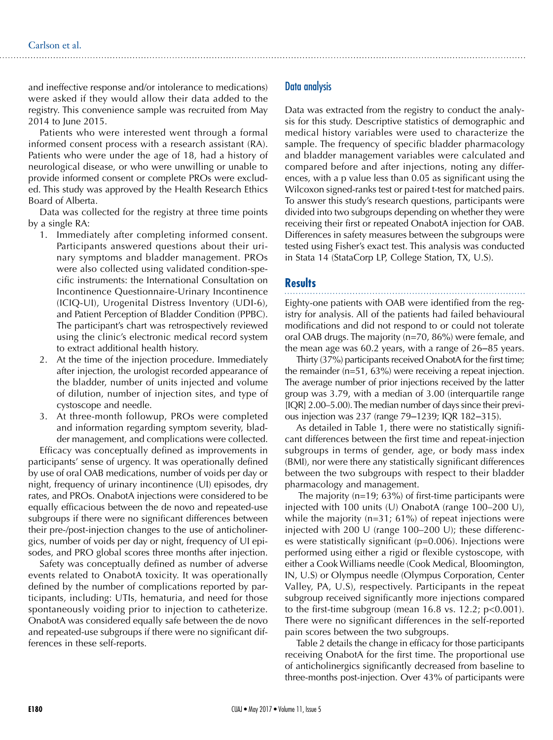and ineffective response and/or intolerance to medications) were asked if they would allow their data added to the registry. This convenience sample was recruited from May 2014 to June 2015.

Patients who were interested went through a formal informed consent process with a research assistant (RA). Patients who were under the age of 18, had a history of neurological disease, or who were unwilling or unable to provide informed consent or complete PROs were excluded. This study was approved by the Health Research Ethics Board of Alberta.

Data was collected for the registry at three time points by a single RA:

1. Immediately after completing informed consent. Participants answered questions about their urinary symptoms and bladder management. PROs were also collected using validated condition-specific instruments: the International Consultation on Incontinence Questionnaire-Urinary Incontinence (ICIQ-UI), Urogenital Distress Inventory (UDI-6), and Patient Perception of Bladder Condition (PPBC). The participant's chart was retrospectively reviewed using the clinic's electronic medical record system to extract additional health history.
2. At the time of the injection procedure. Immediately after injection, the urologist recorded appearance of the bladder, number of units injected and volume of dilution, number of injection sites, and type of cystoscope and needle.
3. At three-month followup, PROs were completed and information regarding symptom severity, bladder management, and complications were collected.

Efficacy was conceptually defined as improvements in participants' sense of urgency. It was operationally defined by use of oral OAB medications, number of voids per day or night, frequency of urinary incontinence (UI) episodes, dry rates, and PROs. OnabotA injections were considered to be equally efficacious between the de novo and repeated-use subgroups if there were no significant differences between their pre-/post-injection changes to the use of anticholinergics, number of voids per day or night, frequency of UI episodes, and PRO global scores three months after injection.

Safety was conceptually defined as number of adverse events related to OnabotA toxicity. It was operationally defined by the number of complications reported by participants, including: UTIs, hematuria, and need for those spontaneously voiding prior to injection to catheterize. OnabotA was considered equally safe between the de novo and repeated-use subgroups if there were no significant differences in these self-reports.

### Data analysis

Data was extracted from the registry to conduct the analysis for this study. Descriptive statistics of demographic and medical history variables were used to characterize the sample. The frequency of specific bladder pharmacology and bladder management variables were calculated and compared before and after injections, noting any differences, with a p value less than 0.05 as significant using the Wilcoxon signed-ranks test or paired t-test for matched pairs. To answer this study's research questions, participants were divided into two subgroups depending on whether they were receiving their first or repeated OnabotA injection for OAB. Differences in safety measures between the subgroups were tested using Fisher's exact test. This analysis was conducted in Stata 14 (StataCorp LP, College Station, TX, U.S).

## Results

Eighty-one patients with OAB were identified from the registry for analysis. All of the patients had failed behavioural modifications and did not respond to or could not tolerate oral OAB drugs. The majority (n=70, 86%) were female, and the mean age was 60.2 years, with a range of 26–85 years.

Thirty (37%) participants received OnabotA for the first time; the remainder (n=51, 63%) were receiving a repeat injection. The average number of prior injections received by the latter group was 3.79, with a median of 3.00 (interquartile range [IQR] 2.00–5.00). The median number of days since their previous injection was 237 (range 79–1239; IQR 182–315).

As detailed in Table 1, there were no statistically significant differences between the first time and repeat-injection subgroups in terms of gender, age, or body mass index (BMI), nor were there any statistically significant differences between the two subgroups with respect to their bladder pharmacology and management.

The majority (n=19; 63%) of first-time participants were injected with 100 units (U) OnabotA (range 100–200 U), while the majority (n=31; 61%) of repeat injections were injected with 200 U (range 100–200 U); these differences were statistically significant (p=0.006). Injections were performed using either a rigid or flexible cystoscope, with either a Cook Williams needle (Cook Medical, Bloomington, IN, U.S) or Olympus needle (Olympus Corporation, Center Valley, PA, U.S), respectively. Participants in the repeat subgroup received significantly more injections compared to the first-time subgroup (mean 16.8 vs. 12.2; p<0.001). There were no significant differences in the self-reported pain scores between the two subgroups.

Table 2 details the change in efficacy for those participants receiving OnabotA for the first time. The proportional use of anticholinergics significantly decreased from baseline to three-months post-injection. Over 43% of participants were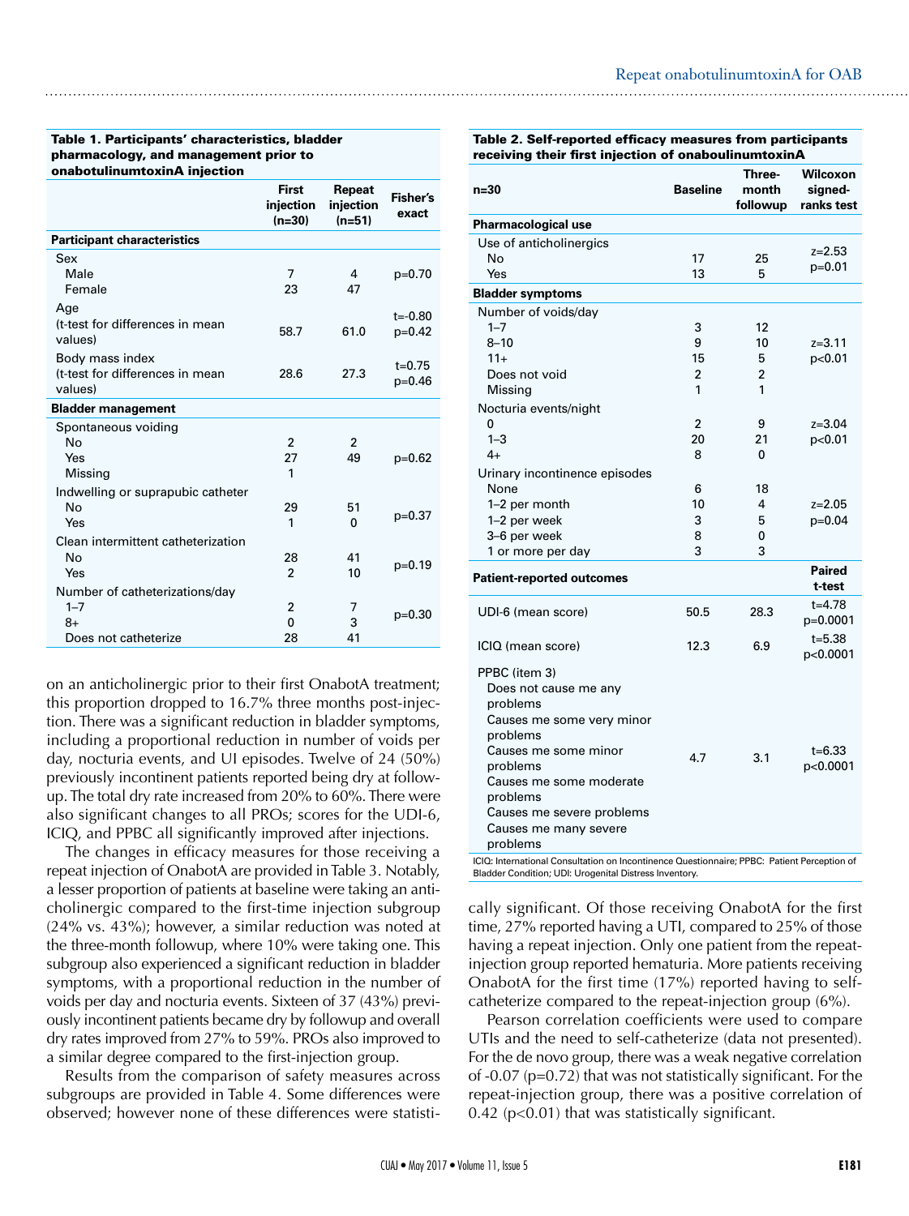**Table 1. Participants' characteristics, bladder pharmacology, and management prior to onabotulinumtoxinA injection**

| | First injection (n=30) | Repeat injection (n=51) | Fisher's exact |
|---|---|---|---|
| **Participant characteristics** | | | |
| Sex | | | |
| Male | 7 | 4 | p=0.70 |
| Female | 23 | 47 | |
| Age (t-test for differences in mean values) | 58.7 | 61.0 | t=-0.80 p=0.42 |
| Body mass index (t-test for differences in mean values) | 28.6 | 27.3 | t=0.75 p=0.46 |
| **Bladder management** | | | |
| Spontaneous voiding | | | |
| No | 2 | 2 | |
| Yes | 27 | 49 | p=0.62 |
| Missing | 1 | | |
| Indwelling or suprapubic catheter | | | |
| No | 29 | 51 | p=0.37 |
| Yes | 1 | 0 | |
| Clean intermittent catheterization | | | |
| No | 28 | 41 | p=0.19 |
| Yes | 2 | 10 | |
| Number of catheterizations/day | | | |
| 1–7 | 2 | 7 | p=0.30 |
| 8+ | 0 | 3 | |
| Does not catheterize | 28 | 41 | |

on an anticholinergic prior to their first OnabotA treatment; this proportion dropped to 16.7% three months post-injection. There was a significant reduction in bladder symptoms, including a proportional reduction in number of voids per day, nocturia events, and UI episodes. Twelve of 24 (50%) previously incontinent patients reported being dry at followup. The total dry rate increased from 20% to 60%. There were also significant changes to all PROs; scores for the UDI-6, ICIQ, and PPBC all significantly improved after injections.

The changes in efficacy measures for those receiving a repeat injection of OnabotA are provided in Table 3. Notably, a lesser proportion of patients at baseline were taking an anticholinergic compared to the first-time injection subgroup (24% vs. 43%); however, a similar reduction was noted at the three-month followup, where 10% were taking one. This subgroup also experienced a significant reduction in bladder symptoms, with a proportional reduction in the number of voids per day and nocturia events. Sixteen of 37 (43%) previously incontinent patients became dry by followup and overall dry rates improved from 27% to 59%. PROs also improved to a similar degree compared to the first-injection group.

Results from the comparison of safety measures across subgroups are provided in Table 4. Some differences were observed; however none of these differences were statistically significant. Of those receiving OnabotA for the first time, 27% reported having a UTI, compared to 25% of those having a repeat injection. Only one patient from the repeat-injection group reported hematuria. More patients receiving OnabotA for the first time (17%) reported having to self-catheterize compared to the repeat-injection group (6%).

Pearson correlation coefficients were used to compare UTIs and the need to self-catheterize (data not presented). For the de novo group, there was a weak negative correlation of -0.07 (p=0.72) that was not statistically significant. For the repeat-injection group, there was a positive correlation of 0.42 (p<0.01) that was statistically significant.

**Table 2. Self-reported efficacy measures from participants receiving their first injection of onaboulinumtoxinA**

| n=30 | Baseline | Three-month followup | Wilcoxon signed-ranks test |
|---|---|---|---|
| **Pharmacological use** | | | |
| Use of anticholinergics | | | |
| No | 17 | 25 | z=2.53 p=0.01 |
| Yes | 13 | 5 | |
| **Bladder symptoms** | | | |
| Number of voids/day | | | |
| 1–7 | 3 | 12 | |
| 8–10 | 9 | 10 | z=3.11 p<0.01 |
| 11+ | 15 | 5 | |
| Does not void | 2 | 2 | |
| Missing | 1 | 1 | |
| Nocturia events/night | | | |
| 0 | 2 | 9 | z=3.04 p<0.01 |
| 1–3 | 20 | 21 | |
| 4+ | 8 | 0 | |
| Urinary incontinence episodes | | | |
| None | 6 | 18 | |
| 1–2 per month | 10 | 4 | z=2.05 p=0.04 |
| 1–2 per week | 3 | 5 | |
| 3–6 per week | 8 | 0 | |
| 1 or more per day | 3 | 3 | |
| **Patient-reported outcomes** | | | **Paired t-test** |
| UDI-6 (mean score) | 50.5 | 28.3 | t=4.78 p=0.0001 |
| ICIQ (mean score) | 12.3 | 6.9 | t=5.38 p<0.0001 |
| PPBC (item 3): Does not cause me any problems; Causes me some very minor problems; Causes me some minor problems; Causes me some moderate problems; Causes me severe problems; Causes me many severe problems | 4.7 | 3.1 | t=6.33 p<0.0001 |

ICIQ: International Consultation on Incontinence Questionnaire; PPBC: Patient Perception of Bladder Condition; UDI: Urogenital Distress Inventory.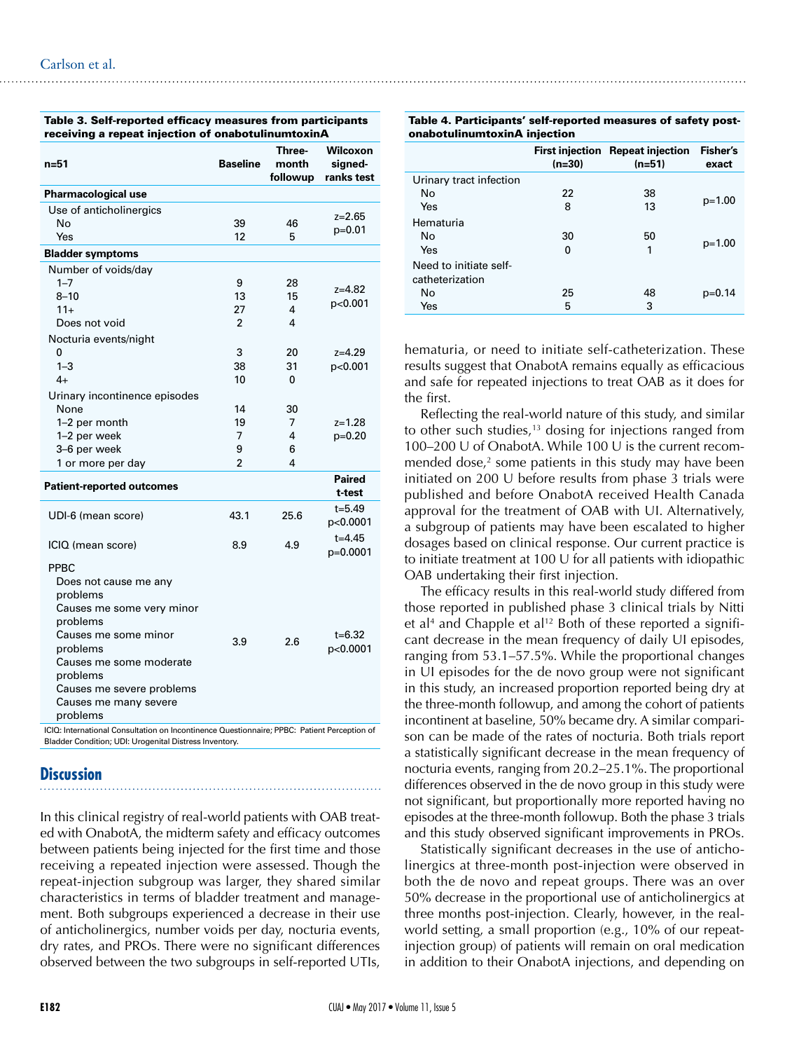**Table 3. Self-reported efficacy measures from participants receiving a repeat injection of onabotulinumtoxinA**

| n=51 | Baseline | Three-month followup | Wilcoxon signed-ranks test |
|---|---|---|---|
| **Pharmacological use** | | | |
| Use of anticholinergics | | | |
| No | 39 | 46 | z=2.65 p=0.01 |
| Yes | 12 | 5 | |
| **Bladder symptoms** | | | |
| Number of voids/day | | | |
| 1–7 | 9 | 28 | z=4.82 p<0.001 |
| 8–10 | 13 | 15 | |
| 11+ | 27 | 4 | |
| Does not void | 2 | 4 | |
| Nocturia events/night | | | |
| 0 | 3 | 20 | z=4.29 p<0.001 |
| 1–3 | 38 | 31 | |
| 4+ | 10 | 0 | |
| Urinary incontinence episodes | | | |
| None | 14 | 30 | z=1.28 p=0.20 |
| 1–2 per month | 19 | 7 | |
| 1–2 per week | 7 | 4 | |
| 3–6 per week | 9 | 6 | |
| 1 or more per day | 2 | 4 | |
| **Patient-reported outcomes** | | | **Paired t-test** |
| UDI-6 (mean score) | 43.1 | 25.6 | t=5.49 p<0.0001 |
| ICIQ (mean score) | 8.9 | 4.9 | t=4.45 p=0.0001 |
| PPBC<br>Does not cause me any problems<br>Causes me some very minor problems<br>Causes me some minor problems<br>Causes me some moderate problems<br>Causes me severe problems<br>Causes me many severe problems | 3.9 | 2.6 | t=6.32 p<0.0001 |

ICIQ: International Consultation on Incontinence Questionnaire; PPBC: Patient Perception of Bladder Condition; UDI: Urogenital Distress Inventory.

**Table 4. Participants' self-reported measures of safety post-onabotulinumtoxinA injection**

| | First injection (n=30) | Repeat injection (n=51) | Fisher's exact |
|---|---|---|---|
| Urinary tract infection | | | |
| No | 22 | 38 | p=1.00 |
| Yes | 8 | 13 | |
| Hematuria | | | |
| No | 30 | 50 | p=1.00 |
| Yes | 0 | 1 | |
| Need to initiate self-catheterization | | | |
| No | 25 | 48 | p=0.14 |
| Yes | 5 | 3 | |

## Discussion

In this clinical registry of real-world patients with OAB treated with OnabotA, the midterm safety and efficacy outcomes between patients being injected for the first time and those receiving a repeated injection were assessed. Though the repeat-injection subgroup was larger, they shared similar characteristics in terms of bladder treatment and management. Both subgroups experienced a decrease in their use of anticholinergics, number voids per day, nocturia events, dry rates, and PROs. There were no significant differences observed between the two subgroups in self-reported UTIs, hematuria, or need to initiate self-catheterization. These results suggest that OnabotA remains equally as efficacious and safe for repeated injections to treat OAB as it does for the first.

Reflecting the real-world nature of this study, and similar to other such studies,[13] dosing for injections ranged from 100–200 U of OnabotA. While 100 U is the current recommended dose,[2] some patients in this study may have been initiated on 200 U before results from phase 3 trials were published and before OnabotA received Health Canada approval for the treatment of OAB with UI. Alternatively, a subgroup of patients may have been escalated to higher dosages based on clinical response. Our current practice is to initiate treatment at 100 U for all patients with idiopathic OAB undertaking their first injection.

The efficacy results in this real-world study differed from those reported in published phase 3 clinical trials by Nitti et al[4] and Chapple et al[12] Both of these reported a significant decrease in the mean frequency of daily UI episodes, ranging from 53.1–57.5%. While the proportional changes in UI episodes for the de novo group were not significant in this study, an increased proportion reported being dry at the three-month followup, and among the cohort of patients incontinent at baseline, 50% became dry. A similar comparison can be made of the rates of nocturia. Both trials report a statistically significant decrease in the mean frequency of nocturia events, ranging from 20.2–25.1%. The proportional differences observed in the de novo group in this study were not significant, but proportionally more reported having no episodes at the three-month followup. Both the phase 3 trials and this study observed significant improvements in PROs.

Statistically significant decreases in the use of anticholinergics at three-month post-injection were observed in both the de novo and repeat groups. There was an over 50% decrease in the proportional use of anticholinergics at three months post-injection. Clearly, however, in the real-world setting, a small proportion (e.g., 10% of our repeat-injection group) of patients will remain on oral medication in addition to their OnabotA injections, and depending on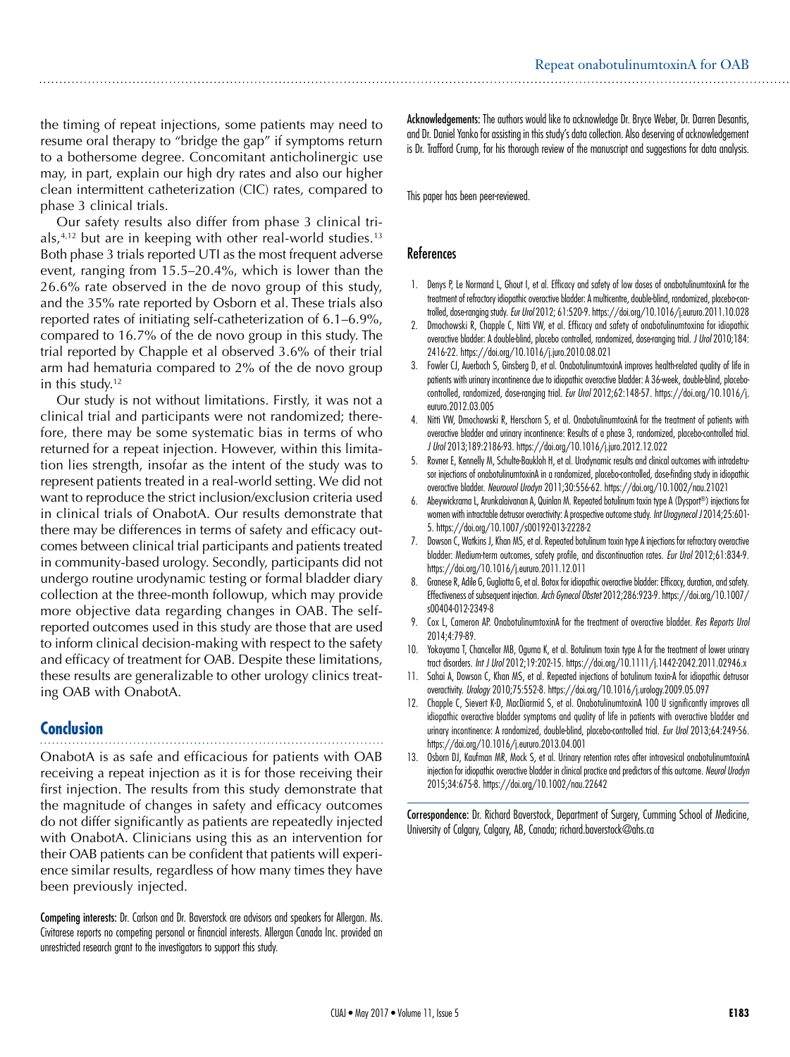the timing of repeat injections, some patients may need to resume oral therapy to "bridge the gap" if symptoms return to a bothersome degree. Concomitant anticholinergic use may, in part, explain our high dry rates and also our higher clean intermittent catheterization (CIC) rates, compared to phase 3 clinical trials.

Our safety results also differ from phase 3 clinical trials,[4,12] but are in keeping with other real-world studies.[13] Both phase 3 trials reported UTI as the most frequent adverse event, ranging from 15.5–20.4%, which is lower than the 26.6% rate observed in the de novo group of this study, and the 35% rate reported by Osborn et al. These trials also reported rates of initiating self-catheterization of 6.1–6.9%, compared to 16.7% of the de novo group in this study. The trial reported by Chapple et al observed 3.6% of their trial arm had hematuria compared to 2% of the de novo group in this study.[12]

Our study is not without limitations. Firstly, it was not a clinical trial and participants were not randomized; therefore, there may be some systematic bias in terms of who returned for a repeat injection. However, within this limitation lies strength, insofar as the intent of the study was to represent patients treated in a real-world setting. We did not want to reproduce the strict inclusion/exclusion criteria used in clinical trials of OnabotA. Our results demonstrate that there may be differences in terms of safety and efficacy outcomes between clinical trial participants and patients treated in community-based urology. Secondly, participants did not undergo routine urodynamic testing or formal bladder diary collection at the three-month followup, which may provide more objective data regarding changes in OAB. The self-reported outcomes used in this study are those that are used to inform clinical decision-making with respect to the safety and efficacy of treatment for OAB. Despite these limitations, these results are generalizable to other urology clinics treating OAB with OnabotA.

## Conclusion

OnabotA is as safe and efficacious for patients with OAB receiving a repeat injection as it is for those receiving their first injection. The results from this study demonstrate that the magnitude of changes in safety and efficacy outcomes do not differ significantly as patients are repeatedly injected with OnabotA. Clinicians using this as an intervention for their OAB patients can be confident that patients will experience similar results, regardless of how many times they have been previously injected.

**Competing interests:** Dr. Carlson and Dr. Baverstock are advisors and speakers for Allergan. Ms. Civitarese reports no competing personal or financial interests. Allergan Canada Inc. provided an unrestricted research grant to the investigators to support this study.

**Acknowledgements:** The authors would like to acknowledge Dr. Bryce Weber, Dr. Darren Desantis, and Dr. Daniel Yanko for assisting in this study's data collection. Also deserving of acknowledgement is Dr. Trafford Crump, for his thorough review of the manuscript and suggestions for data analysis.

This paper has been peer-reviewed.

## References

1. Denys P, Le Normand L, Ghout I, et al. Efficacy and safety of low doses of onabotulinumtoxinA for the treatment of refractory idiopathic overactive bladder: A multicentre, double-blind, randomized, placebo-controlled, dose-ranging study. *Eur Urol* 2012; 61:520-9. https://doi.org/10.1016/j.eururo.2011.10.028
2. Dmochowski R, Chapple C, Nitti VW, et al. Efficacy and safety of onabotulinumtoxina for idiopathic overactive bladder: A double-blind, placebo controlled, randomized, dose-ranging trial. *J Urol* 2010;184: 2416-22. https://doi.org/10.1016/j.juro.2010.08.021
3. Fowler CJ, Auerbach S, Ginsberg D, et al. OnabotulinumtoxinA improves health-related quality of life in patients with urinary incontinence due to idiopathic overactive bladder: A 36-week, double-blind, placebo-controlled, randomized, dose-ranging trial. *Eur Urol* 2012;62:148-57. https://doi.org/10.1016/j.eururo.2012.03.005
4. Nitti VW, Dmochowski R, Herschorn S, et al. OnabotulinumtoxinA for the treatment of patients with overactive bladder and urinary incontinence: Results of a phase 3, randomized, placebo-controlled trial. *J Urol* 2013;189:2186-93. https://doi.org/10.1016/j.juro.2012.12.022
5. Rovner E, Kennelly M, Schulte-Baukloh H, et al. Urodynamic results and clinical outcomes with intradetrusor injections of onabotulinumtoxinA in a randomized, placebo-controlled, dose-finding study in idiopathic overactive bladder. *Neurourol Urodyn* 2011;30:556-62. https://doi.org/10.1002/nau.21021
6. Abeywickrama L, Arunkalaivanan A, Quinlan M. Repeated botulinum toxin type A (Dysport®) injections for women with intractable detrusor overactivity: A prospective outcome study. *Int Urogynecol J* 2014;25:601-5. https://doi.org/10.1007/s00192-013-2228-2
7. Dowson C, Watkins J, Khan MS, et al. Repeated botulinum toxin type A injections for refractory overactive bladder: Medium-term outcomes, safety profile, and discontinuation rates. *Eur Urol* 2012;61:834-9. https://doi.org/10.1016/j.eururo.2011.12.011
8. Granese R, Adile G, Gugliotta G, et al. Botox for idiopathic overactive bladder: Efficacy, duration, and safety. Effectiveness of subsequent injection. *Arch Gynecol Obstet* 2012;286:923-9. https://doi.org/10.1007/s00404-012-2349-8
9. Cox L, Cameron AP. OnabotulinumtoxinA for the treatment of overactive bladder. *Res Reports Urol* 2014;4:79-89.
10. Yokoyama T, Chancellor MB, Oguma K, et al. Botulinum toxin type A for the treatment of lower urinary tract disorders. *Int J Urol* 2012;19:202-15. https://doi.org/10.1111/j.1442-2042.2011.02946.x
11. Sahai A, Dowson C, Khan MS, et al. Repeated injections of botulinum toxin-A for idiopathic detrusor overactivity. *Urology* 2010;75:552-8. https://doi.org/10.1016/j.urology.2009.05.097
12. Chapple C, Sievert K-D, MacDiarmid S, et al. OnabotulinumtoxinA 100 U significantly improves all idiopathic overactive bladder symptoms and quality of life in patients with overactive bladder and urinary incontinence: A randomized, double-blind, placebo-controlled trial. *Eur Urol* 2013;64:249-56. https://doi.org/10.1016/j.eururo.2013.04.001
13. Osborn DJ, Kaufman MR, Mock S, et al. Urinary retention rates after intravesical onabotulinumtoxinA injection for idiopathic overactive bladder in clinical practice and predictors of this outcome. *Neurol Urodyn* 2015;34:675-8. https://doi.org/10.1002/nau.22642

**Correspondence:** Dr. Richard Baverstock, Department of Surgery, Cumming School of Medicine, University of Calgary, Calgary, AB, Canada; richard.baverstock@ahs.ca